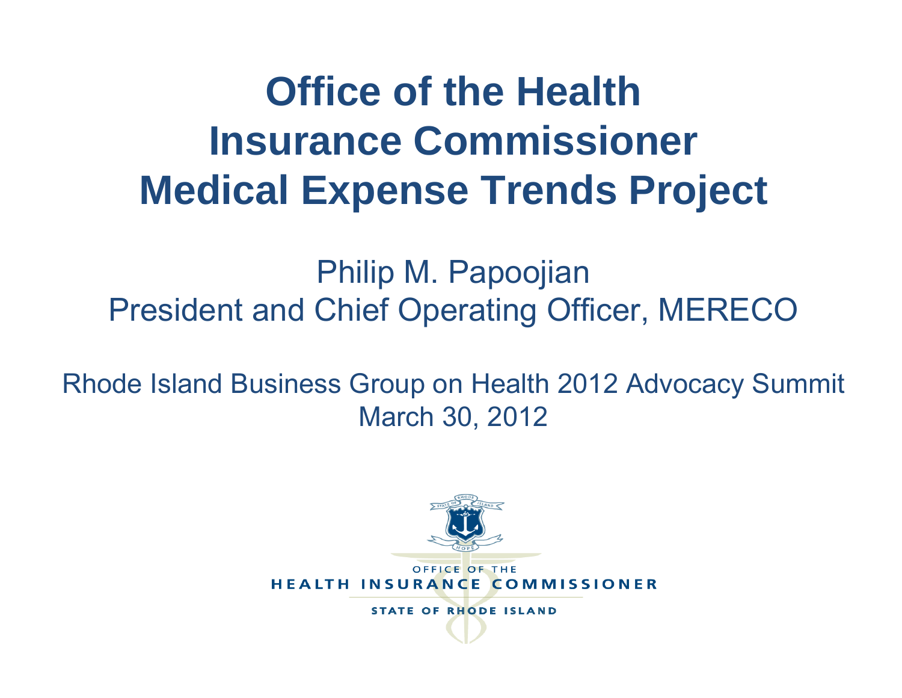# Office of the Health Insurance Commissioner Medical Expense Trends Project

Philip M. Papoojian
President and Chief Operating Officer, MERECO

Rhode Island Business Group on Health 2012 Advocacy Summit
March 30, 2012

OFFICE OF THE
HEALTH INSURANCE COMMISSIONER
STATE OF RHODE ISLAND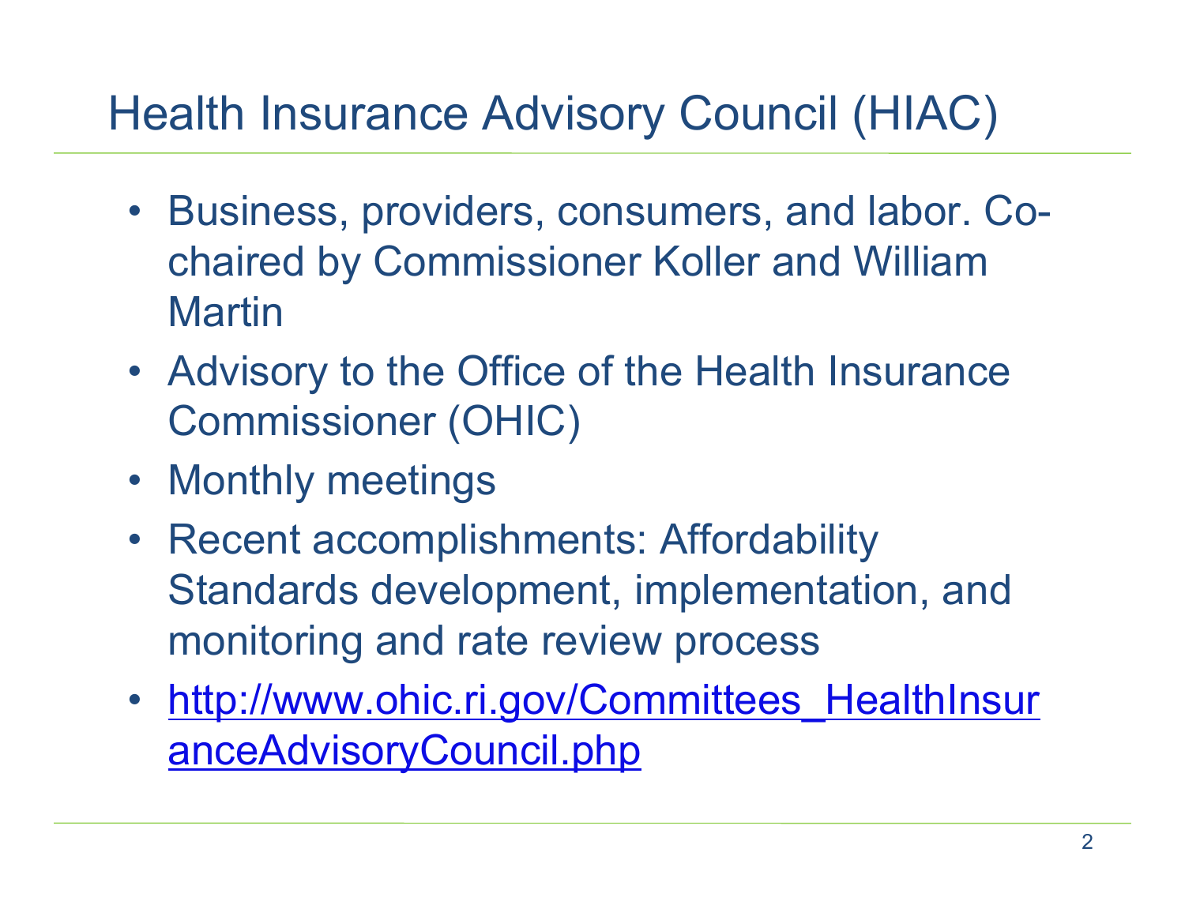# Health Insurance Advisory Council (HIAC)

- Business, providers, consumers, and labor. Co-chaired by Commissioner Koller and William Martin
- Advisory to the Office of the Health Insurance Commissioner (OHIC)
- Monthly meetings
- Recent accomplishments: Affordability Standards development, implementation, and monitoring and rate review process
- http://www.ohic.ri.gov/Committees_HealthInsuranceAdvisoryCouncil.php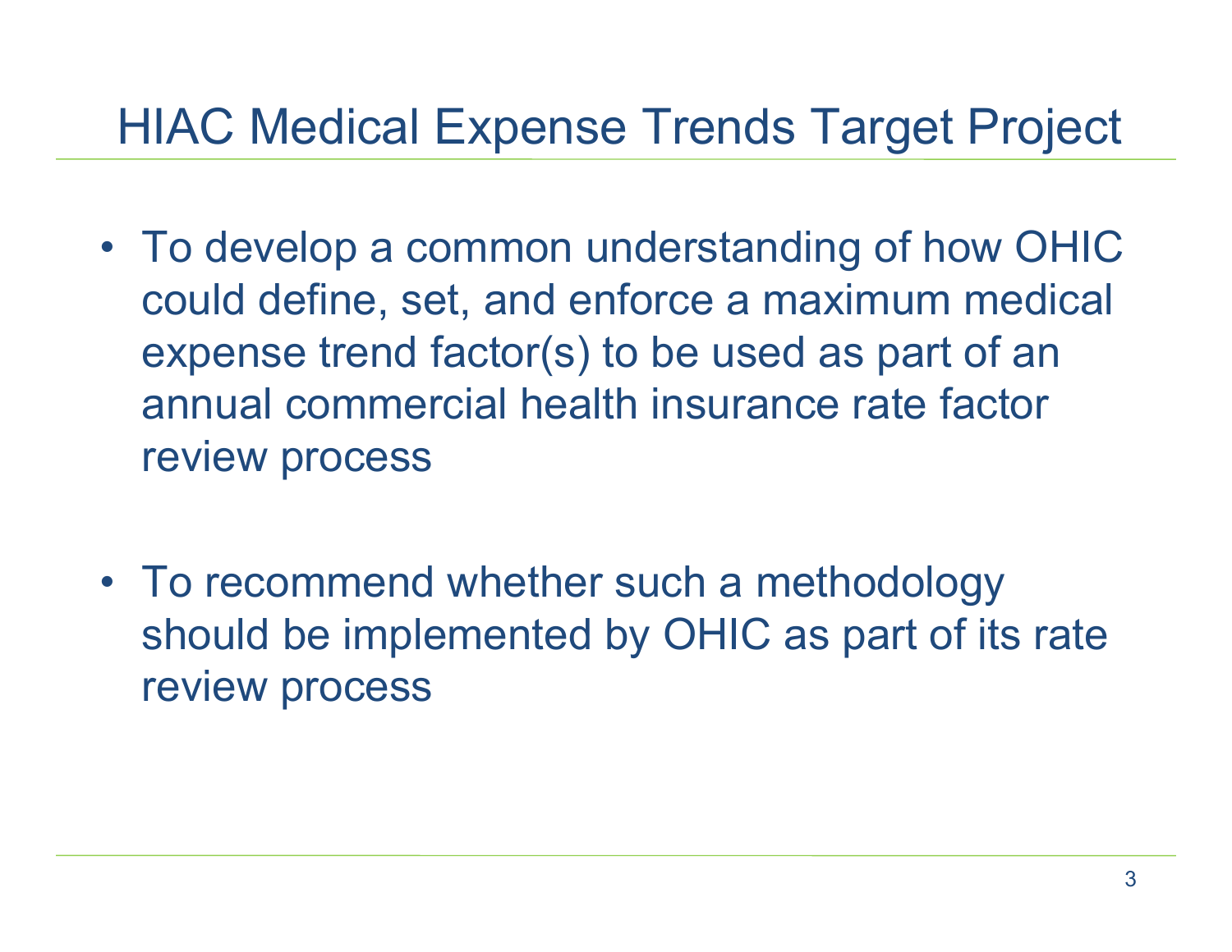# HIAC Medical Expense Trends Target Project

- To develop a common understanding of how OHIC could define, set, and enforce a maximum medical expense trend factor(s) to be used as part of an annual commercial health insurance rate factor review process

- To recommend whether such a methodology should be implemented by OHIC as part of its rate review process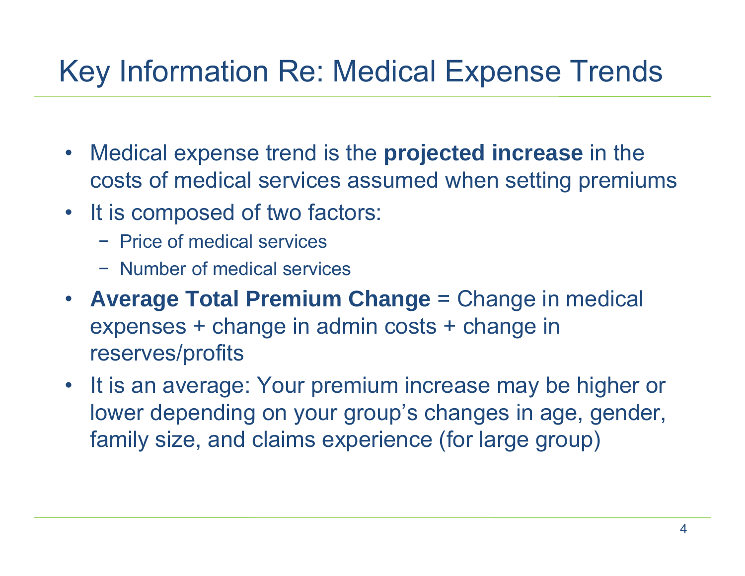# Key Information Re: Medical Expense Trends

- Medical expense trend is the **projected increase** in the costs of medical services assumed when setting premiums
- It is composed of two factors:
  - Price of medical services
  - Number of medical services
- **Average Total Premium Change** = Change in medical expenses + change in admin costs + change in reserves/profits
- It is an average: Your premium increase may be higher or lower depending on your group's changes in age, gender, family size, and claims experience (for large group)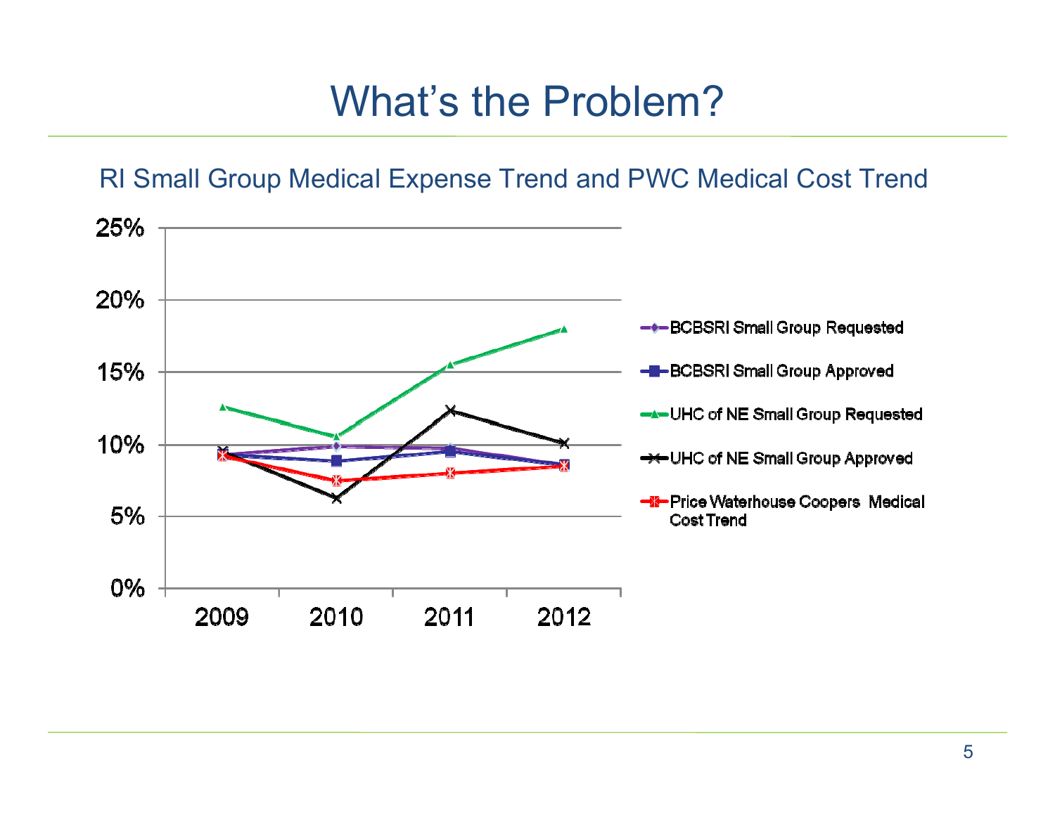# What's the Problem?

## RI Small Group Medical Expense Trend and PWC Medical Cost Trend

- BCBSRI Small Group Requested
- BCBSRI Small Group Approved
- UHC of NE Small Group Requested
- UHC of NE Small Group Approved
- Price Waterhouse Coopers Medical Cost Trend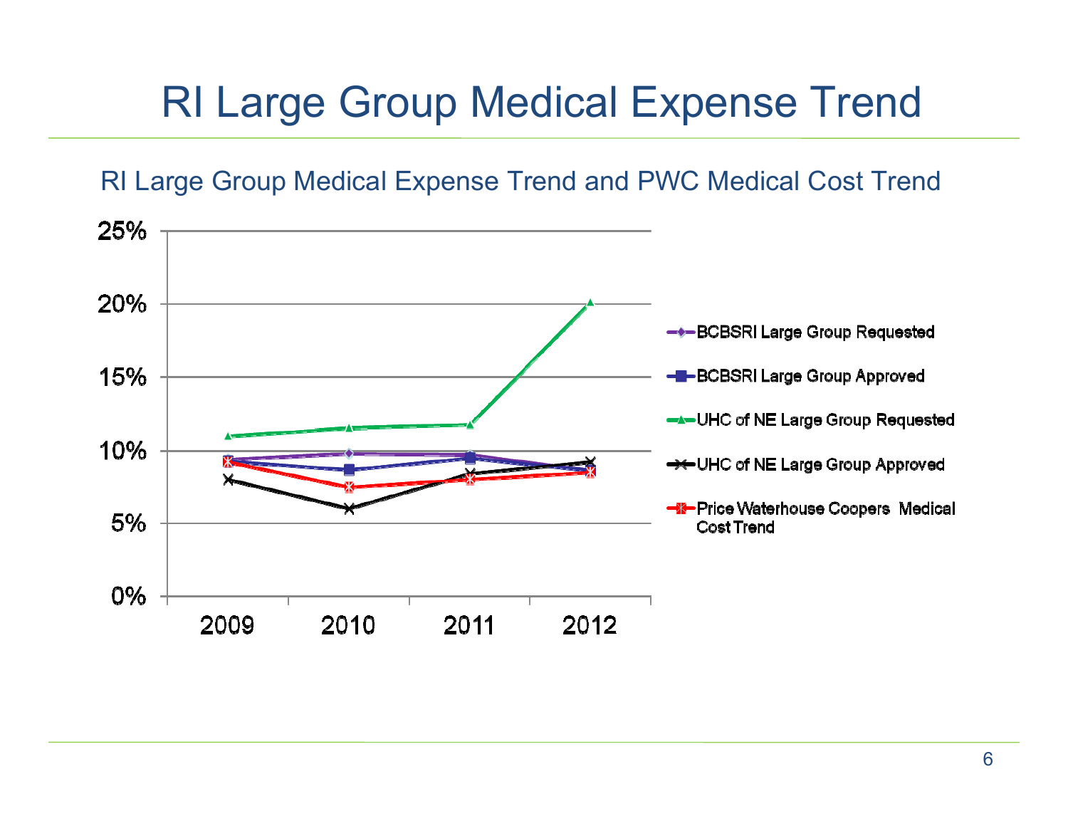# RI Large Group Medical Expense Trend

RI Large Group Medical Expense Trend and PWC Medical Cost Trend

25%
20%
15%
10%
5%
0%

2009 2010 2011 2012

- BCBSRI Large Group Requested
- BCBSRI Large Group Approved
- UHC of NE Large Group Requested
- UHC of NE Large Group Approved
- Price Waterhouse Coopers Medical Cost Trend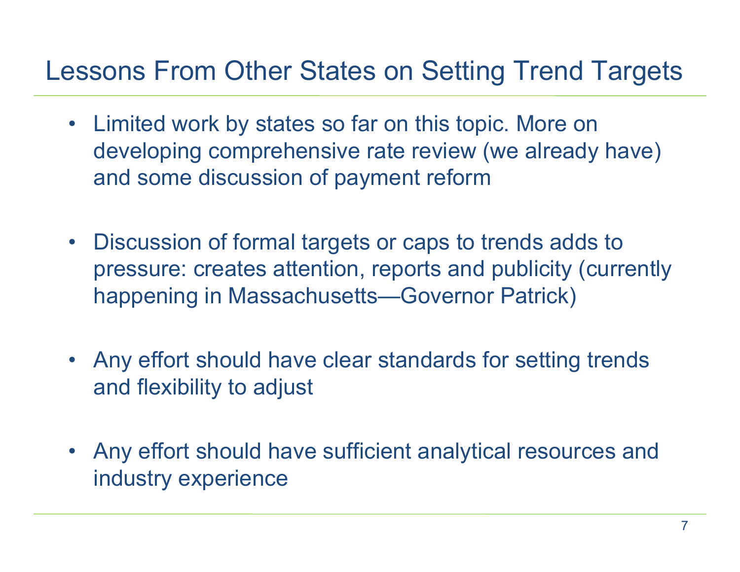# Lessons From Other States on Setting Trend Targets

- Limited work by states so far on this topic. More on developing comprehensive rate review (we already have) and some discussion of payment reform

- Discussion of formal targets or caps to trends adds to pressure: creates attention, reports and publicity (currently happening in Massachusetts—Governor Patrick)

- Any effort should have clear standards for setting trends and flexibility to adjust

- Any effort should have sufficient analytical resources and industry experience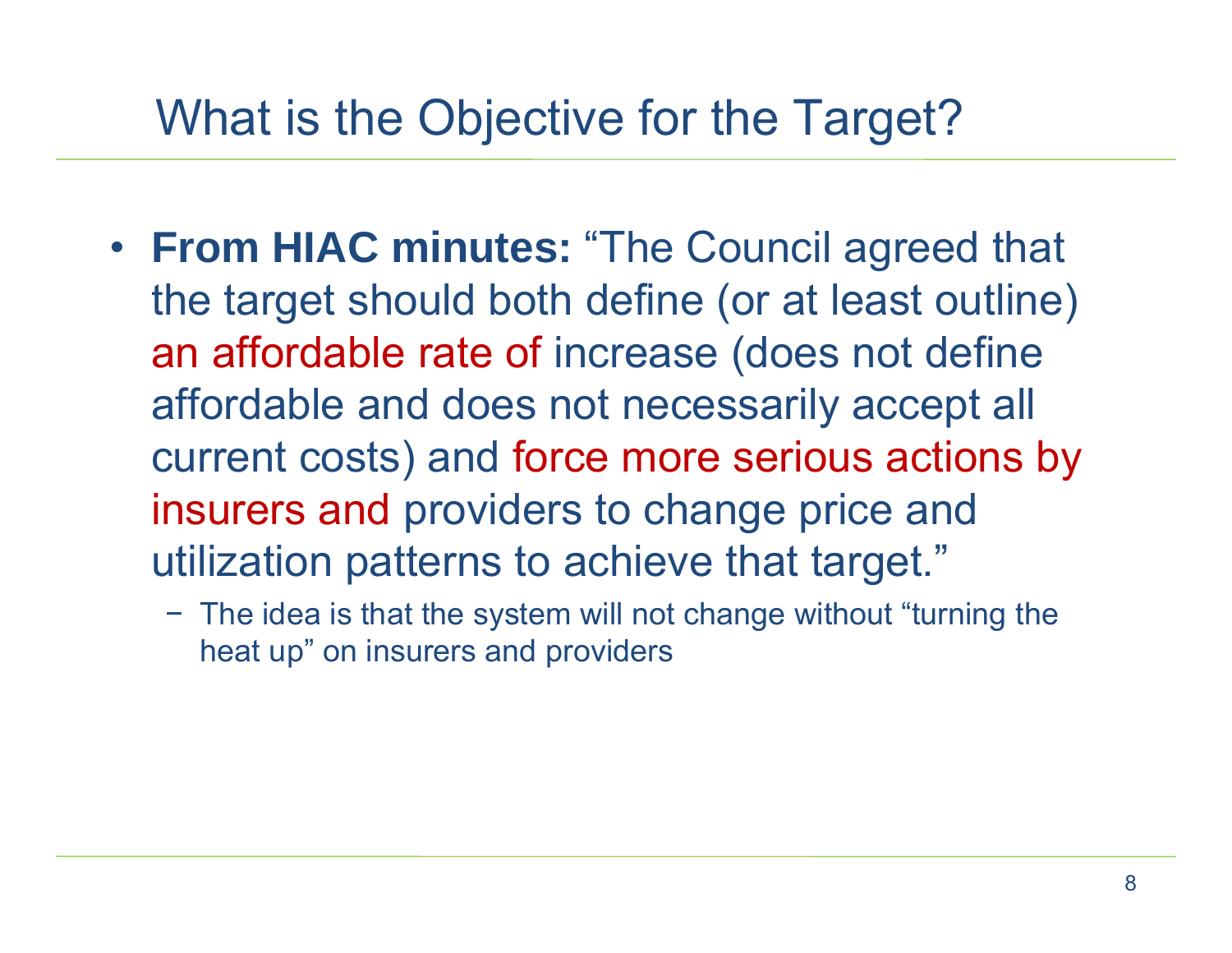# What is the Objective for the Target?

- **From HIAC minutes:** "The Council agreed that the target should both define (or at least outline) an affordable rate of increase (does not define affordable and does not necessarily accept all current costs) and force more serious actions by insurers and providers to change price and utilization patterns to achieve that target."
  - The idea is that the system will not change without "turning the heat up" on insurers and providers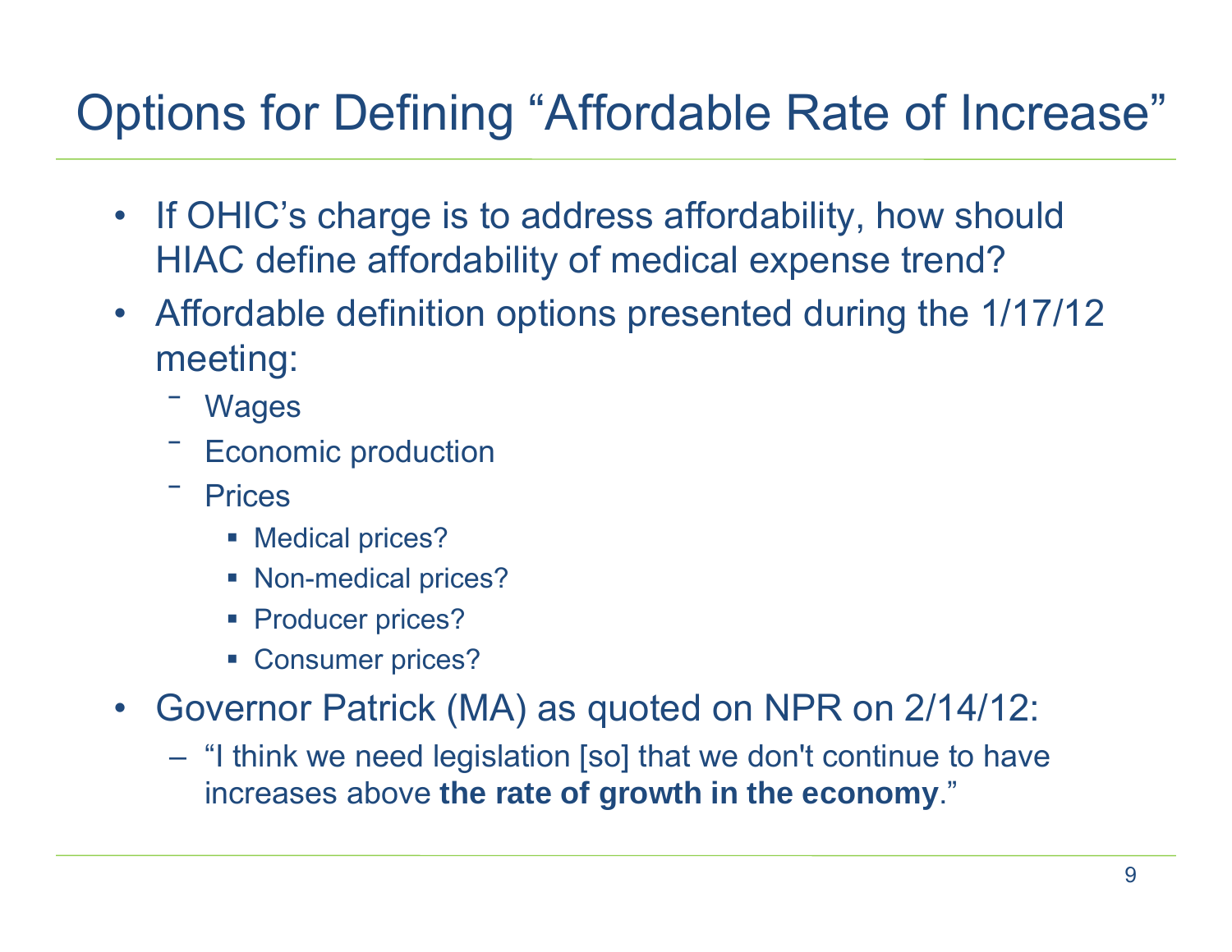# Options for Defining "Affordable Rate of Increase"

- If OHIC's charge is to address affordability, how should HIAC define affordability of medical expense trend?
- Affordable definition options presented during the 1/17/12 meeting:
  - Wages
  - Economic production
  - Prices
    - Medical prices?
    - Non-medical prices?
    - Producer prices?
    - Consumer prices?
- Governor Patrick (MA) as quoted on NPR on 2/14/12:
  - "I think we need legislation [so] that we don't continue to have increases above **the rate of growth in the economy**."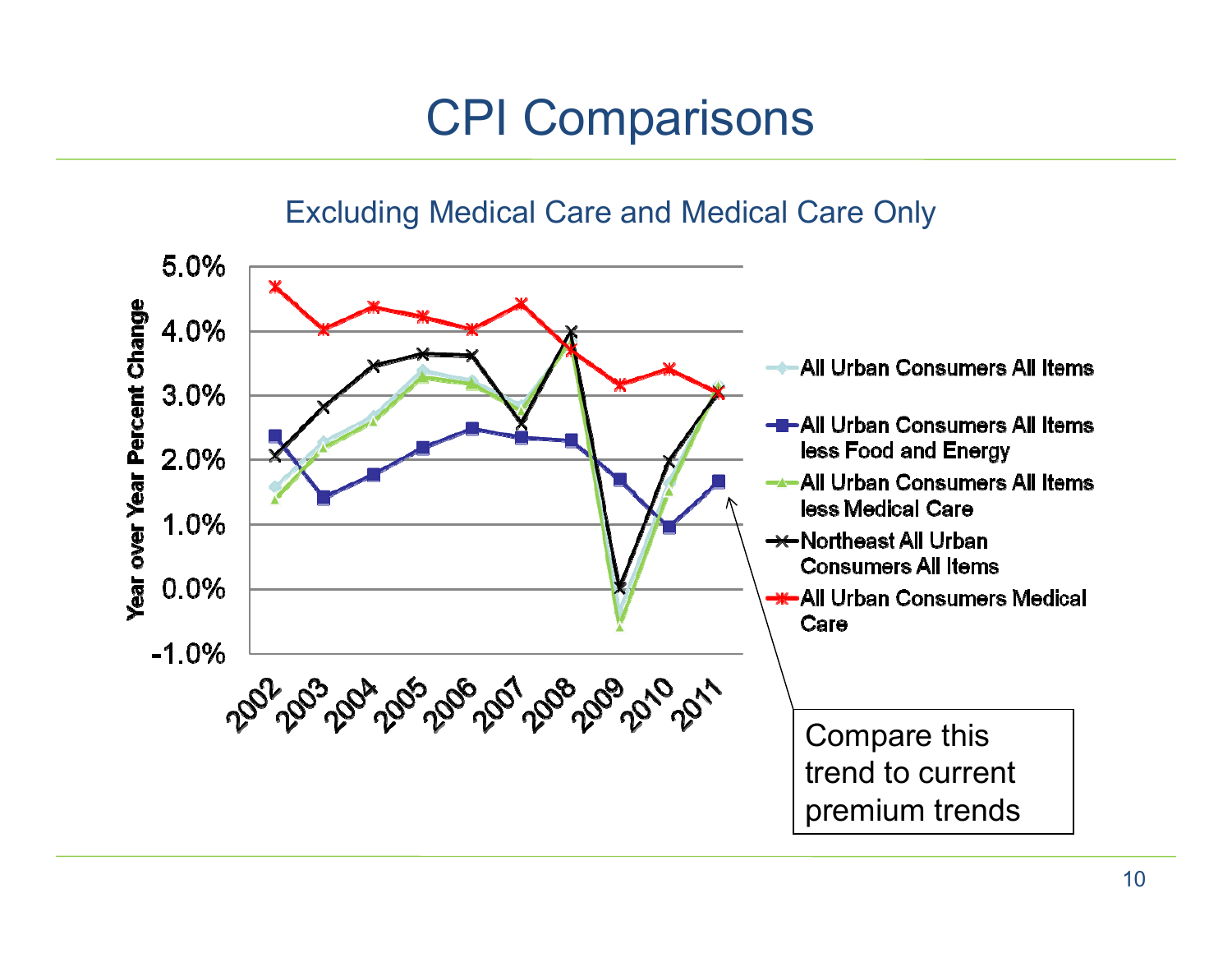# CPI Comparisons

## Excluding Medical Care and Medical Care Only

Year over Year Percent Change

5.0%
4.0%
3.0%
2.0%
1.0%
0.0%
-1.0%

2002 2003 2004 2005 2006 2007 2008 2009 2010 2011

- All Urban Consumers All Items
- All Urban Consumers All Items less Food and Energy
- All Urban Consumers All Items less Medical Care
- Northeast All Urban Consumers All Items
- All Urban Consumers Medical Care

Compare this trend to current premium trends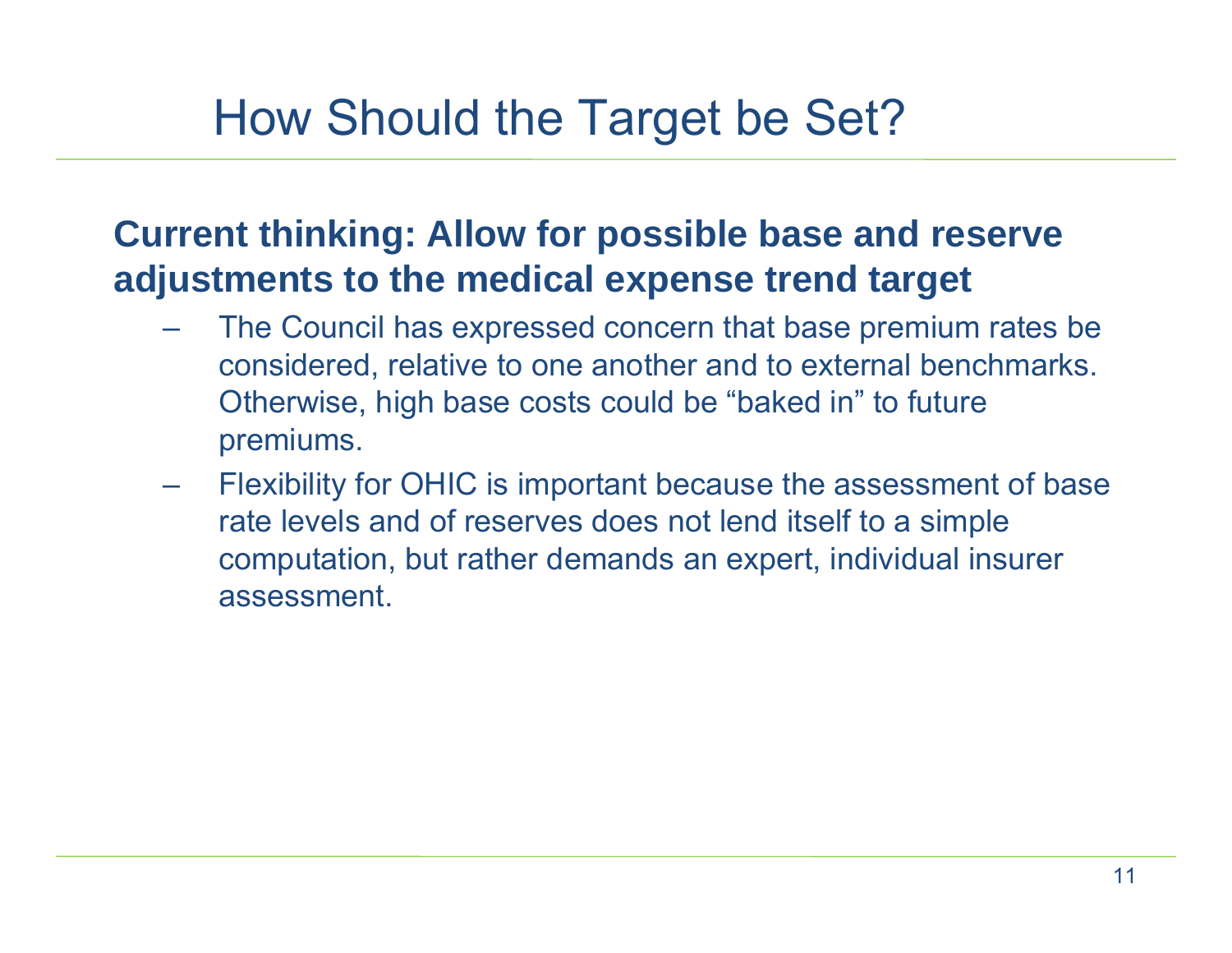# How Should the Target be Set?

**Current thinking: Allow for possible base and reserve adjustments to the medical expense trend target**

- The Council has expressed concern that base premium rates be considered, relative to one another and to external benchmarks. Otherwise, high base costs could be "baked in" to future premiums.
- Flexibility for OHIC is important because the assessment of base rate levels and of reserves does not lend itself to a simple computation, but rather demands an expert, individual insurer assessment.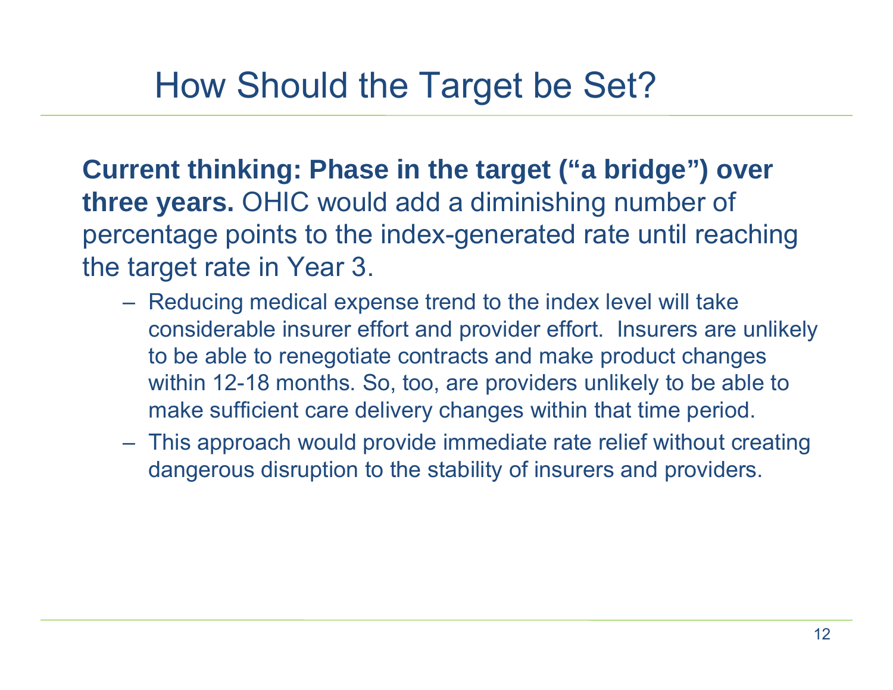# How Should the Target be Set?

**Current thinking: Phase in the target ("a bridge") over three years.** OHIC would add a diminishing number of percentage points to the index-generated rate until reaching the target rate in Year 3.

- Reducing medical expense trend to the index level will take considerable insurer effort and provider effort. Insurers are unlikely to be able to renegotiate contracts and make product changes within 12-18 months. So, too, are providers unlikely to be able to make sufficient care delivery changes within that time period.
- This approach would provide immediate rate relief without creating dangerous disruption to the stability of insurers and providers.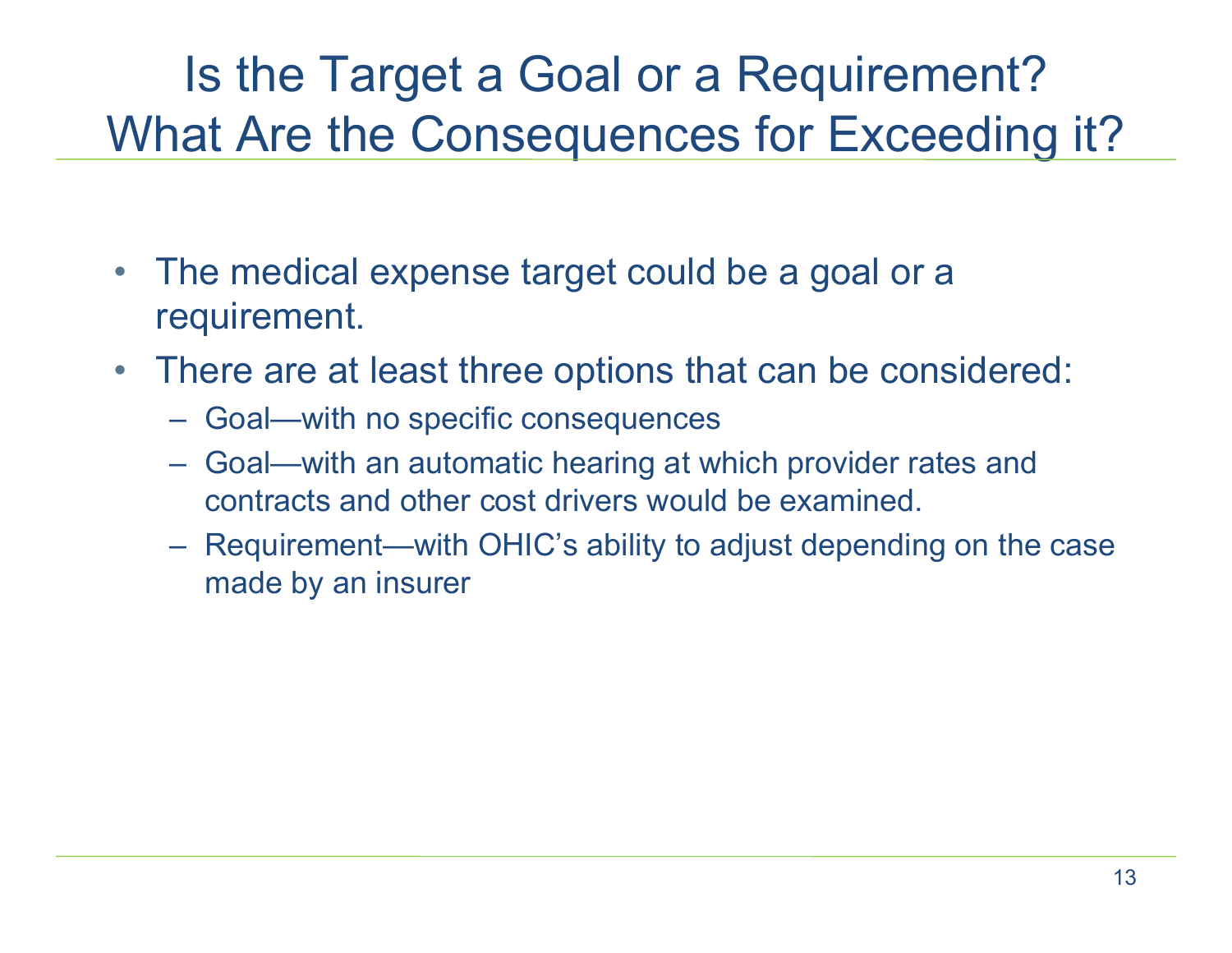# Is the Target a Goal or a Requirement? What Are the Consequences for Exceeding it?

- The medical expense target could be a goal or a requirement.
- There are at least three options that can be considered:
  - Goal—with no specific consequences
  - Goal—with an automatic hearing at which provider rates and contracts and other cost drivers would be examined.
  - Requirement—with OHIC's ability to adjust depending on the case made by an insurer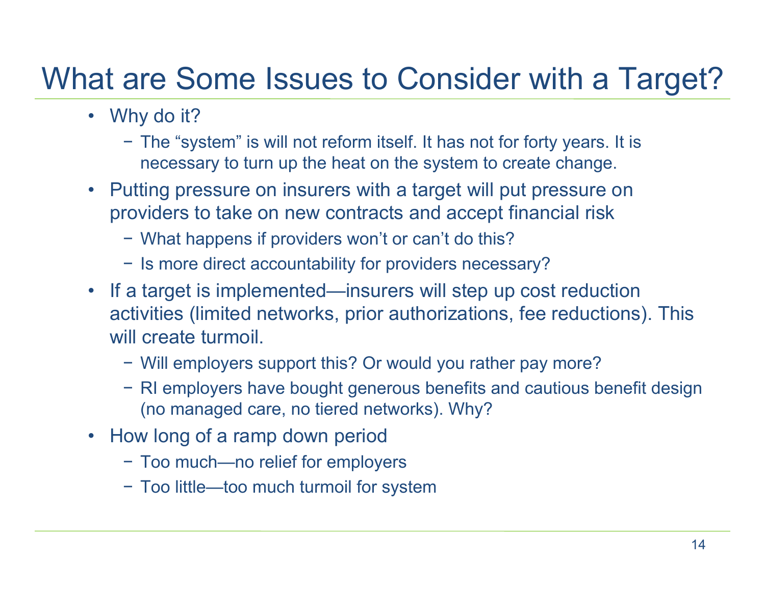# What are Some Issues to Consider with a Target?

- Why do it?
  - The "system" is will not reform itself. It has not for forty years. It is necessary to turn up the heat on the system to create change.
- Putting pressure on insurers with a target will put pressure on providers to take on new contracts and accept financial risk
  - What happens if providers won't or can't do this?
  - Is more direct accountability for providers necessary?
- If a target is implemented—insurers will step up cost reduction activities (limited networks, prior authorizations, fee reductions). This will create turmoil.
  - Will employers support this? Or would you rather pay more?
  - RI employers have bought generous benefits and cautious benefit design (no managed care, no tiered networks). Why?
- How long of a ramp down period
  - Too much—no relief for employers
  - Too little—too much turmoil for system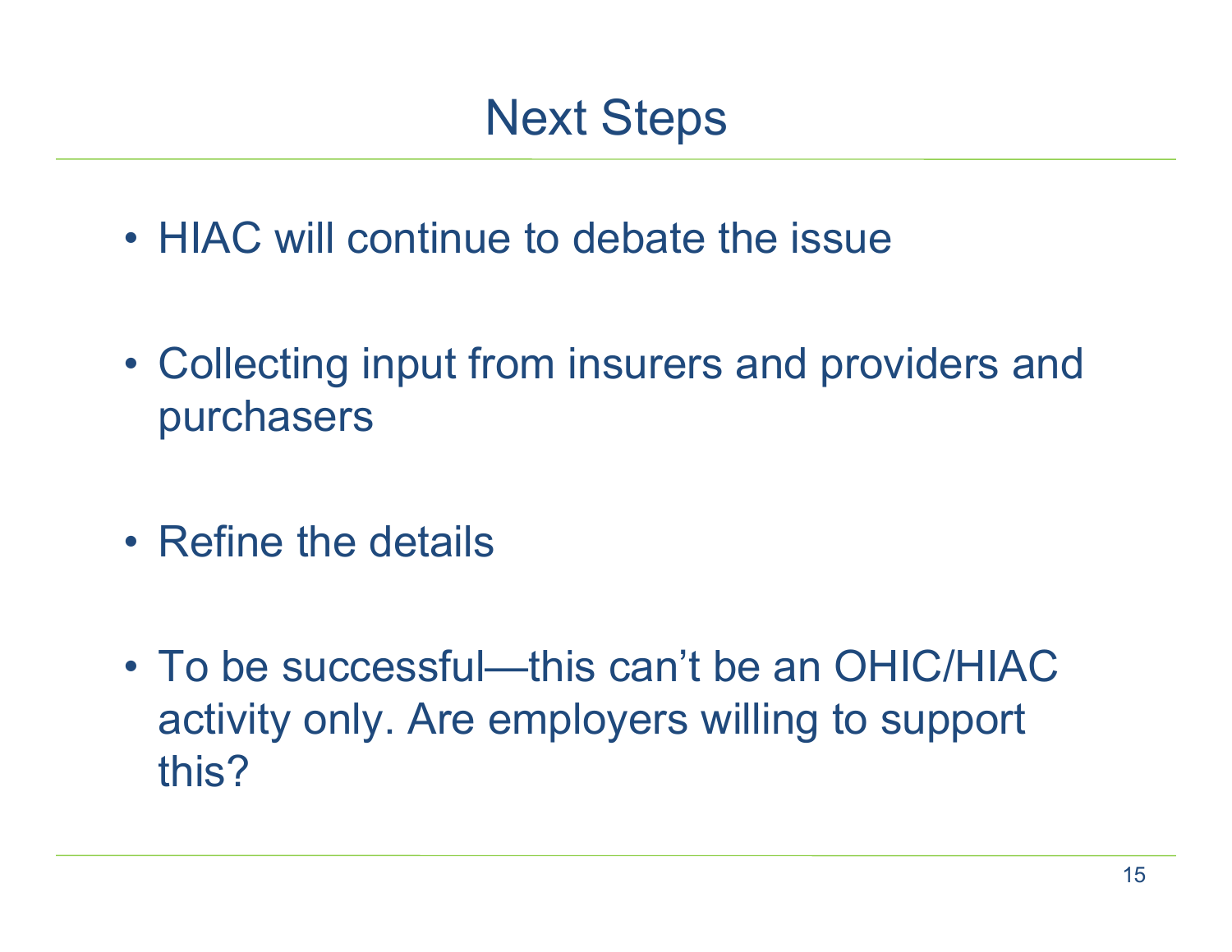# Next Steps

- HIAC will continue to debate the issue
- Collecting input from insurers and providers and purchasers
- Refine the details
- To be successful—this can’t be an OHIC/HIAC activity only. Are employers willing to support this?